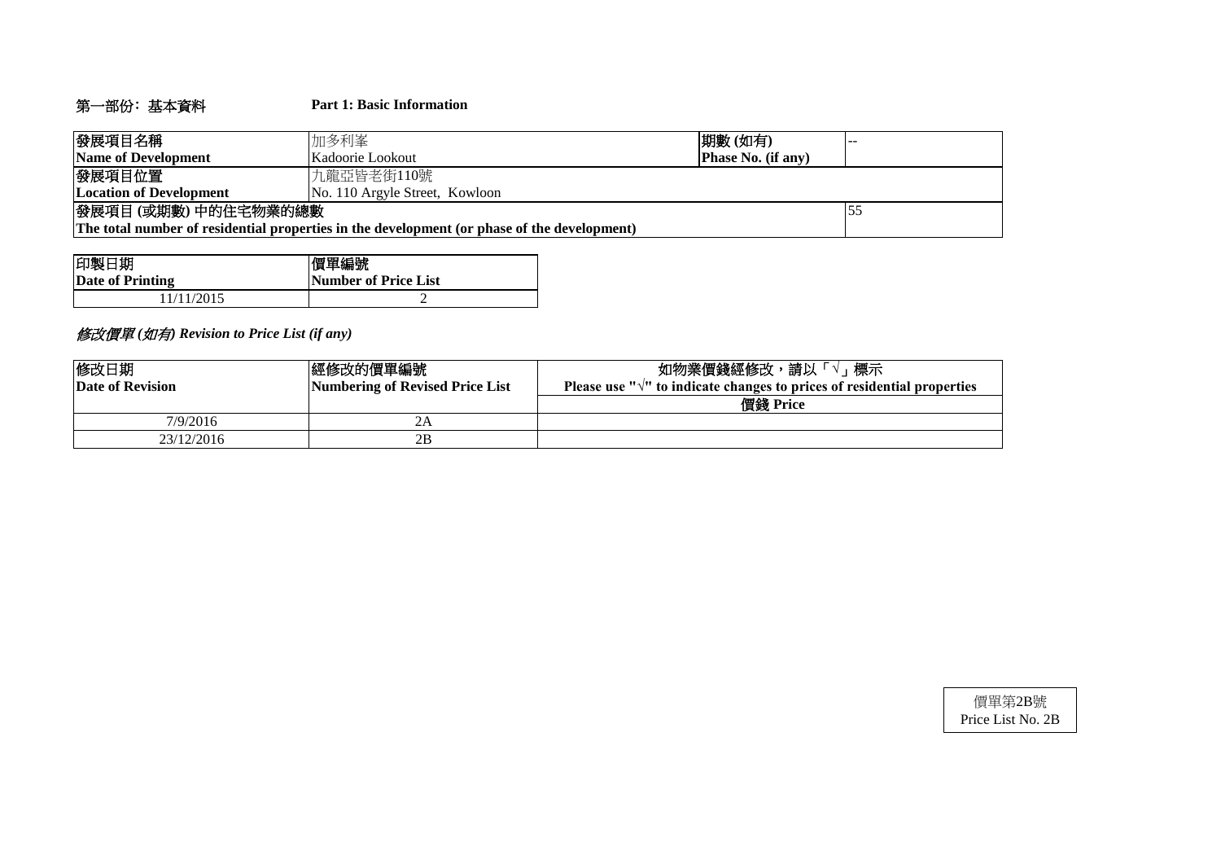## 第一部份: 基本資料　　Part 1: Basic Information

| 發展項目名稱<br>**Name of Development** | 加多利峯<br>Kadoorie Lookout | **期數 (如有)<br>Phase No. (if any)** | -- |
|---|---|---|---|
| **發展項目位置<br>Location of Development** | 九龍亞皆老街110號<br>No. 110 Argyle Street, Kowloon | | |
| **發展項目 (或期數) 中的住宅物業的總數<br>The total number of residential properties in the development (or phase of the development)** | | | 55 |

| 印製日期<br>**Date of Printing** | **價單編號<br>Number of Price List** |
|---|---|
| 11/11/2015 | 2 |

### *修改價單 (如有) Revision to Price List (if any)*

| 修改日期<br>**Date of Revision** | 經修改的價單編號<br>**Numbering of Revised Price List** | 如物業價錢經修改，請以「√」標示<br>**Please use "√" to indicate changes to prices of residential properties** |
|---|---|---|
| | | **價錢 Price** |
| 7/9/2016 | 2A | |
| 23/12/2016 | 2B | |

價單第2B號
Price List No. 2B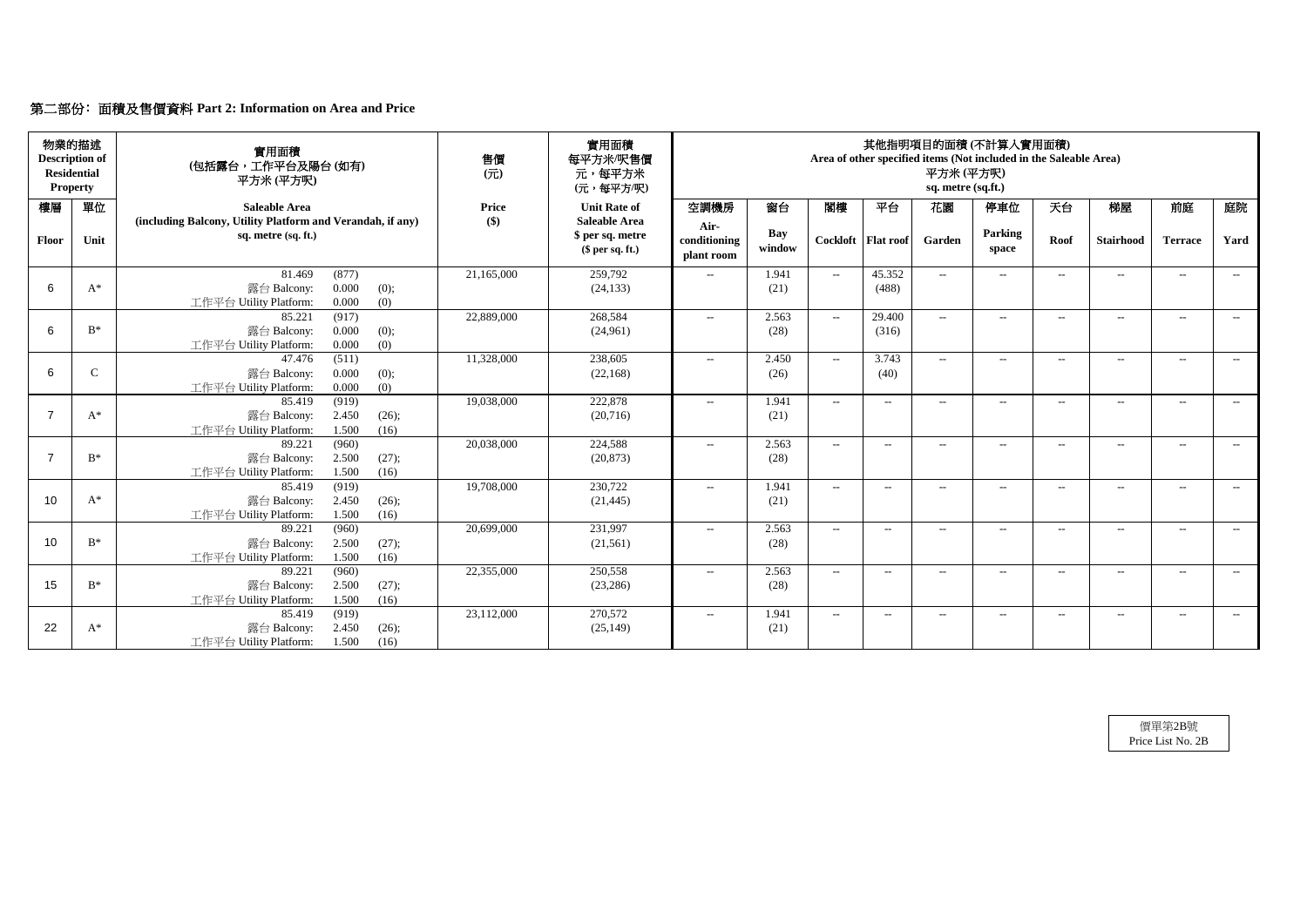## 第二部份: 面積及售價資料 Part 2: Information on Area and Price

| 物業的描述 Description of Residential Property | | 實用面積 (包括露台，工作平台及陽台 (如有)) 平方米 (平方呎) | 售價 (元) | 實用面積 每平方米/呎售價 元，每平方米 (元，每平方/呎) | 其他指明項目的面積 (不計算入實用面積) Area of other specified items (Not included in the Saleable Area) 平方米 (平方呎) sq. metre (sq.ft.) | | | | | | | | | |
|---|---|---|---|---|---|---|---|---|---|---|---|---|---|---|
| 樓層 Floor | 單位 Unit | Saleable Area (including Balcony, Utility Platform and Verandah, if any) sq. metre (sq. ft.) | Price ($) | Unit Rate of Saleable Area $ per sq. metre ($ per sq. ft.) | 空調機房 Air-conditioning plant room | 窗台 Bay window | 閣樓 Cockloft | 平台 Flat roof | 花園 Garden | 停車位 Parking space | 天台 Roof | 梯屋 Stairhood | 前庭 Terrace | 庭院 Yard |
| 6 | A* | 81.469 (877) 露台 Balcony: 0.000 (0); 工作平台 Utility Platform: 0.000 (0) | 21,165,000 | 259,792 (24,133) | -- | 1.941 (21) | -- | 45.352 (488) | -- | -- | -- | -- | -- | -- |
| 6 | B* | 85.221 (917) 露台 Balcony: 0.000 (0); 工作平台 Utility Platform: 0.000 (0) | 22,889,000 | 268,584 (24,961) | -- | 2.563 (28) | -- | 29.400 (316) | -- | -- | -- | -- | -- | -- |
| 6 | C | 47.476 (511) 露台 Balcony: 0.000 (0); 工作平台 Utility Platform: 0.000 (0) | 11,328,000 | 238,605 (22,168) | -- | 2.450 (26) | -- | 3.743 (40) | -- | -- | -- | -- | -- | -- |
| 7 | A* | 85.419 (919) 露台 Balcony: 2.450 (26); 工作平台 Utility Platform: 1.500 (16) | 19,038,000 | 222,878 (20,716) | -- | 1.941 (21) | -- | -- | -- | -- | -- | -- | -- | -- |
| 7 | B* | 89.221 (960) 露台 Balcony: 2.500 (27); 工作平台 Utility Platform: 1.500 (16) | 20,038,000 | 224,588 (20,873) | -- | 2.563 (28) | -- | -- | -- | -- | -- | -- | -- | -- |
| 10 | A* | 85.419 (919) 露台 Balcony: 2.450 (26); 工作平台 Utility Platform: 1.500 (16) | 19,708,000 | 230,722 (21,445) | -- | 1.941 (21) | -- | -- | -- | -- | -- | -- | -- | -- |
| 10 | B* | 89.221 (960) 露台 Balcony: 2.500 (27); 工作平台 Utility Platform: 1.500 (16) | 20,699,000 | 231,997 (21,561) | -- | 2.563 (28) | -- | -- | -- | -- | -- | -- | -- | -- |
| 15 | B* | 89.221 (960) 露台 Balcony: 2.500 (27); 工作平台 Utility Platform: 1.500 (16) | 22,355,000 | 250,558 (23,286) | -- | 2.563 (28) | -- | -- | -- | -- | -- | -- | -- | -- |
| 22 | A* | 85.419 (919) 露台 Balcony: 2.450 (26); 工作平台 Utility Platform: 1.500 (16) | 23,112,000 | 270,572 (25,149) | -- | 1.941 (21) | -- | -- | -- | -- | -- | -- | -- | -- |

價單第2B號
Price List No. 2B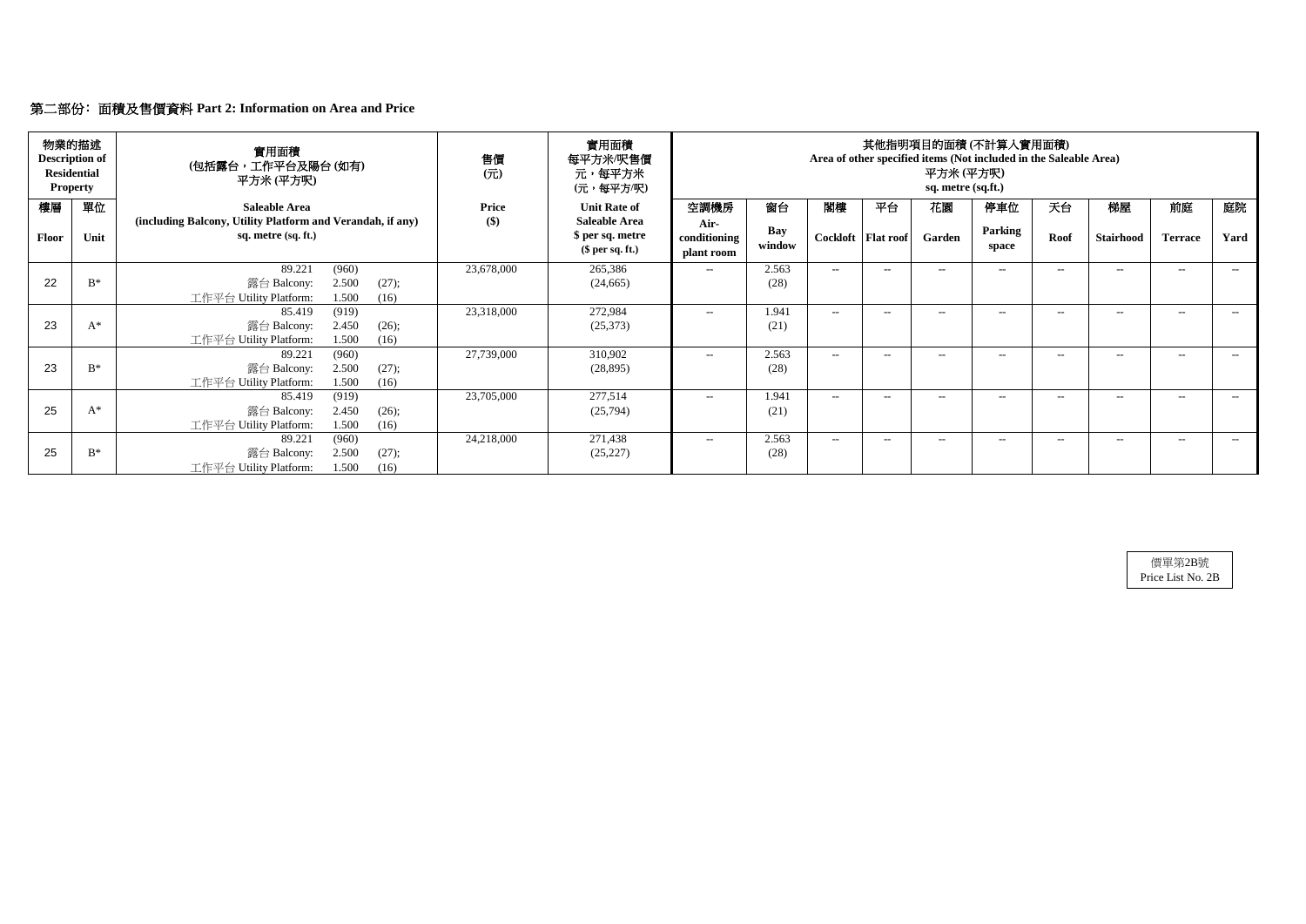## 第二部份: 面積及售價資料 Part 2: Information on Area and Price

| 物業的描述 Description of Residential Property | | 實用面積 (包括露台，工作平台及陽台 (如有) 平方米 (平方呎) | 售價 (元) | 實用面積 每平方米/呎售價 元，每平方米 (元，每平方/呎) | 其他指明項目的面積 (不計算入實用面積) Area of other specified items (Not included in the Saleable Area) 平方米 (平方呎) sq. metre (sq.ft.) | | | | | | | | | |
|---|---|---|---|---|---|---|---|---|---|---|---|---|---|---|
| 樓層 Floor | 單位 Unit | Saleable Area (including Balcony, Utility Platform and Verandah, if any) sq. metre (sq. ft.) | Price ($) | Unit Rate of Saleable Area $ per sq. metre ($ per sq. ft.) | 空調機房 Air-conditioning plant room | 窗台 Bay window | 閣樓 Cockloft | 平台 Flat roof | 花園 Garden | 停車位 Parking space | 天台 Roof | 梯屋 Stairhood | 前庭 Terrace | 庭院 Yard |
| 22 | B* | 89.221 (960) 露台 Balcony: 2.500 (27); 工作平台 Utility Platform: 1.500 (16) | 23,678,000 | 265,386 (24,665) | -- | 2.563 (28) | -- | -- | -- | -- | -- | -- | -- | -- |
| 23 | A* | 85.419 (919) 露台 Balcony: 2.450 (26); 工作平台 Utility Platform: 1.500 (16) | 23,318,000 | 272,984 (25,373) | -- | 1.941 (21) | -- | -- | -- | -- | -- | -- | -- | -- |
| 23 | B* | 89.221 (960) 露台 Balcony: 2.500 (27); 工作平台 Utility Platform: 1.500 (16) | 27,739,000 | 310,902 (28,895) | -- | 2.563 (28) | -- | -- | -- | -- | -- | -- | -- | -- |
| 25 | A* | 85.419 (919) 露台 Balcony: 2.450 (26); 工作平台 Utility Platform: 1.500 (16) | 23,705,000 | 277,514 (25,794) | -- | 1.941 (21) | -- | -- | -- | -- | -- | -- | -- | -- |
| 25 | B* | 89.221 (960) 露台 Balcony: 2.500 (27); 工作平台 Utility Platform: 1.500 (16) | 24,218,000 | 271,438 (25,227) | -- | 2.563 (28) | -- | -- | -- | -- | -- | -- | -- | -- |

價單第2B號
Price List No. 2B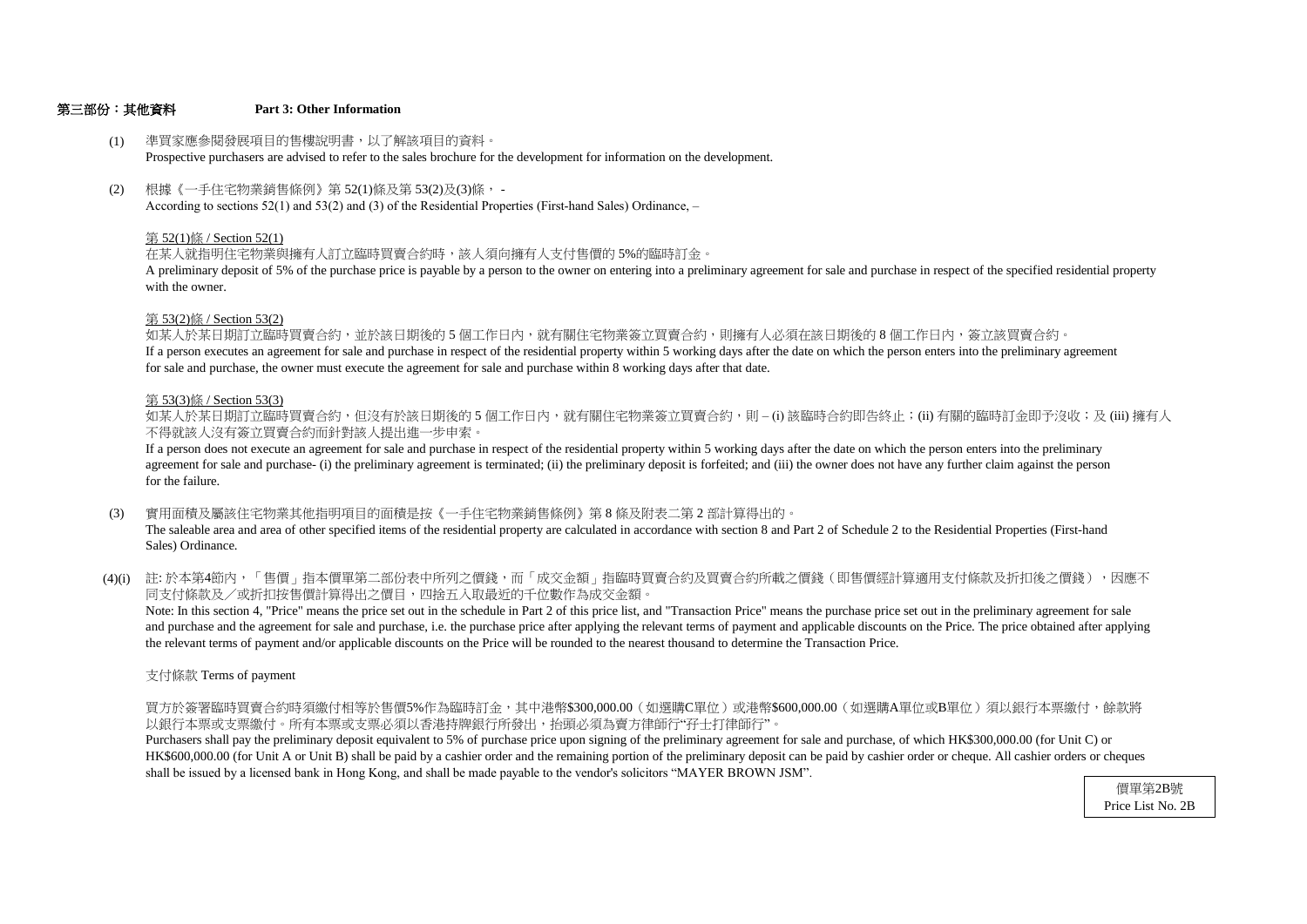## 第三部份：其他資料 Part 3: Other Information

(1) 準買家應參閱發展項目的售樓說明書，以了解該項目的資料。
Prospective purchasers are advised to refer to the sales brochure for the development for information on the development.

(2) 根據《一手住宅物業銷售條例》第 52(1)條及第 53(2)及(3)條， -
According to sections 52(1) and 53(2) and (3) of the Residential Properties (First-hand Sales) Ordinance, –

第 52(1)條 / Section 52(1)

在某人就指明住宅物業與擁有人訂立臨時買賣合約時，該人須向擁有人支付售價的 5%的臨時訂金。
A preliminary deposit of 5% of the purchase price is payable by a person to the owner on entering into a preliminary agreement for sale and purchase in respect of the specified residential property with the owner.

第 53(2)條 / Section 53(2)

如某人於某日期訂立臨時買賣合約，並於該日期後的 5 個工作日內，就有關住宅物業簽立買賣合約，則擁有人必須在該日期後的 8 個工作日內，簽立該買賣合約。
If a person executes an agreement for sale and purchase in respect of the residential property within 5 working days after the date on which the person enters into the preliminary agreement for sale and purchase, the owner must execute the agreement for sale and purchase within 8 working days after that date.

第 53(3)條 / Section 53(3)

如某人於某日期訂立臨時買賣合約，但沒有於該日期後的 5 個工作日內，就有關住宅物業簽立買賣合約，則 – (i) 該臨時合約即告終止；(ii) 有關的臨時訂金即予沒收；及 (iii) 擁有人不得就該人沒有簽立買賣合約而針對該人提出進一步申索。
If a person does not execute an agreement for sale and purchase in respect of the residential property within 5 working days after the date on which the person enters into the preliminary agreement for sale and purchase- (i) the preliminary agreement is terminated; (ii) the preliminary deposit is forfeited; and (iii) the owner does not have any further claim against the person for the failure.

(3) 實用面積及屬該住宅物業其他指明項目的面積是按《一手住宅物業銷售條例》第 8 條及附表二第 2 部計算得出的。
The saleable area and area of other specified items of the residential property are calculated in accordance with section 8 and Part 2 of Schedule 2 to the Residential Properties (First-hand Sales) Ordinance.

(4)(i) 註: 於本第4節內，「售價」指本價單第二部份表中所列之價錢，而「成交金額」指臨時買賣合約及買賣合約所載之價錢（即售價經計算適用支付條款及折扣後之價錢），因應不同支付條款及／或折扣按售價計算得出之價目，四捨五入取最近的千位數作為成交金額。
Note: In this section 4, "Price" means the price set out in the schedule in Part 2 of this price list, and "Transaction Price" means the purchase price set out in the preliminary agreement for sale and purchase and the agreement for sale and purchase, i.e. the purchase price after applying the relevant terms of payment and applicable discounts on the Price. The price obtained after applying the relevant terms of payment and/or applicable discounts on the Price will be rounded to the nearest thousand to determine the Transaction Price.

支付條款 Terms of payment

買方於簽署臨時買賣合約時須繳付相等於售價5%作為臨時訂金，其中港幣$300,000.00（如選購C單位）或港幣$600,000.00（如選購A單位或B單位）須以銀行本票繳付，餘款將以銀行本票或支票繳付。所有本票或支票必須以香港持牌銀行所發出，抬頭必須為賣方律師行"孖士打律師行"。
Purchasers shall pay the preliminary deposit equivalent to 5% of purchase price upon signing of the preliminary agreement for sale and purchase, of which HK$300,000.00 (for Unit C) or HK$600,000.00 (for Unit A or Unit B) shall be paid by a cashier order and the remaining portion of the preliminary deposit can be paid by cashier order or cheque. All cashier orders or cheques shall be issued by a licensed bank in Hong Kong, and shall be made payable to the vendor's solicitors "MAYER BROWN JSM".

價單第2B號
Price List No. 2B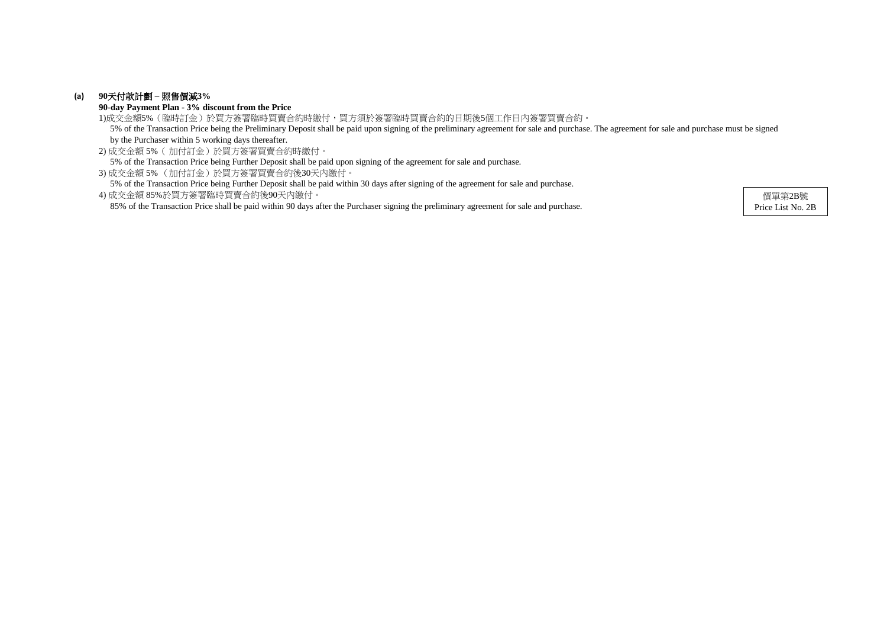價單第2B號
Price List No. 2B

**(a) 90天付款計劃 – 照售價減3%**
**90-day Payment Plan - 3% discount from the Price**

1)成交金額5%（臨時訂金）於買方簽署臨時買賣合約時繳付，買方須於簽署臨時買賣合約的日期後5個工作日內簽署買賣合約。
5% of the Transaction Price being the Preliminary Deposit shall be paid upon signing of the preliminary agreement for sale and purchase. The agreement for sale and purchase must be signed by the Purchaser within 5 working days thereafter.

2) 成交金額 5%（ 加付訂金）於買方簽署買賣合約時繳付。
5% of the Transaction Price being Further Deposit shall be paid upon signing of the agreement for sale and purchase.

3) 成交金額 5%（加付訂金）於買方簽署買賣合約後30天內繳付。
5% of the Transaction Price being Further Deposit shall be paid within 30 days after signing of the agreement for sale and purchase.

4) 成交金額 85%於買方簽署臨時買賣合約後90天內繳付。
85% of the Transaction Price shall be paid within 90 days after the Purchaser signing the preliminary agreement for sale and purchase.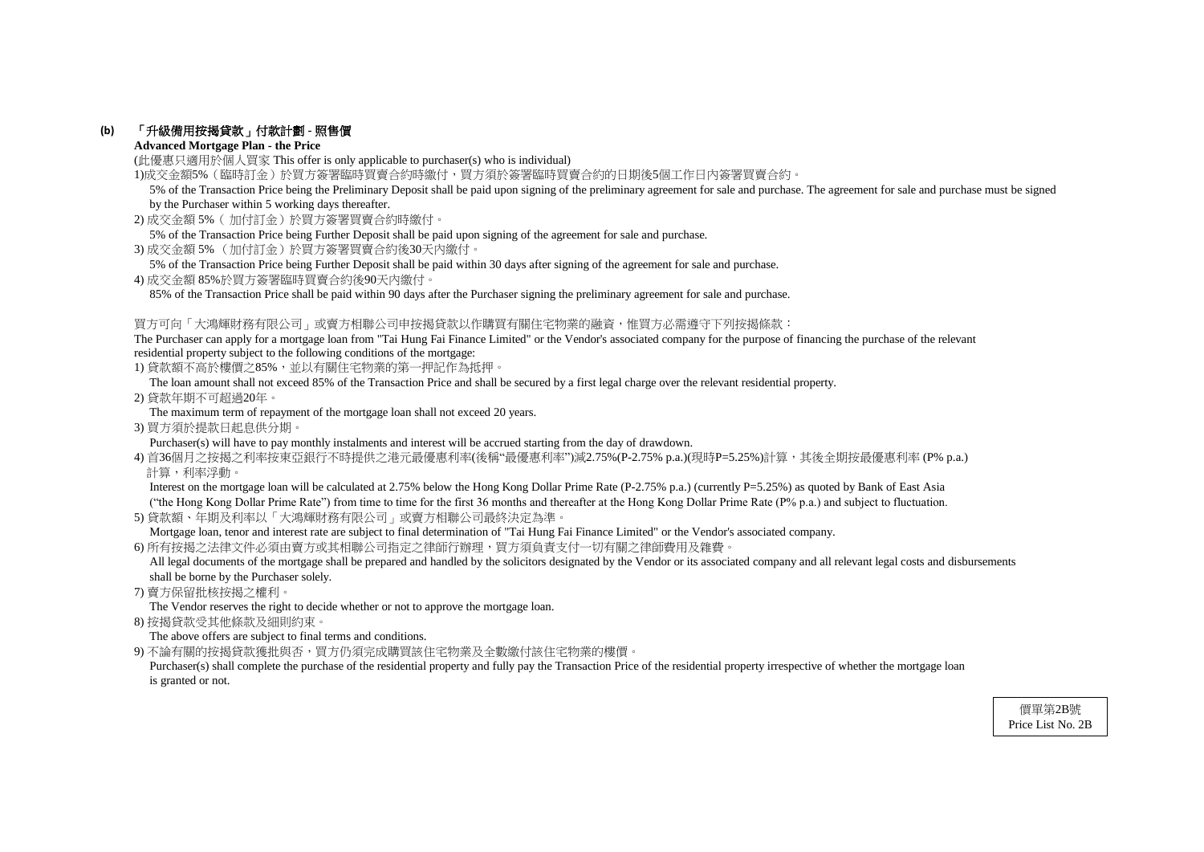**(b) 「升級備用按揭貸款」付款計劃 - 照售價**

**Advanced Mortgage Plan - the Price**

(此優惠只適用於個人買家 This offer is only applicable to purchaser(s) who is individual)

1)成交金額5%（臨時訂金）於買方簽署臨時買賣合約時繳付，買方須於簽署臨時買賣合約的日期後5個工作日內簽署買賣合約。

5% of the Transaction Price being the Preliminary Deposit shall be paid upon signing of the preliminary agreement for sale and purchase. The agreement for sale and purchase must be signed by the Purchaser within 5 working days thereafter.

2) 成交金額 5%（ 加付訂金）於買方簽署買賣合約時繳付。

5% of the Transaction Price being Further Deposit shall be paid upon signing of the agreement for sale and purchase.

3) 成交金額 5% （加付訂金）於買方簽署買賣合約後30天內繳付。

5% of the Transaction Price being Further Deposit shall be paid within 30 days after signing of the agreement for sale and purchase.

4) 成交金額 85%於買方簽署臨時買賣合約後90天內繳付。

85% of the Transaction Price shall be paid within 90 days after the Purchaser signing the preliminary agreement for sale and purchase.

買方可向「大鴻輝財務有限公司」或賣方相聯公司申按揭貸款以作購買有關住宅物業的融資，惟買方必需遵守下列按揭條款：

The Purchaser can apply for a mortgage loan from "Tai Hung Fai Finance Limited" or the Vendor's associated company for the purpose of financing the purchase of the relevant residential property subject to the following conditions of the mortgage:

1) 貸款額不高於樓價之85%，並以有關住宅物業的第一押記作為抵押。

The loan amount shall not exceed 85% of the Transaction Price and shall be secured by a first legal charge over the relevant residential property.

2) 貸款年期不可超過20年。

The maximum term of repayment of the mortgage loan shall not exceed 20 years.

3) 買方須於提款日起息供分期。

Purchaser(s) will have to pay monthly instalments and interest will be accrued starting from the day of drawdown.

4) 首36個月之按揭之利率按東亞銀行不時提供之港元最優惠利率(後稱"最優惠利率")減2.75%(P-2.75% p.a.)(現時P=5.25%)計算，其後全期按最優惠利率 (P% p.a.) 計算，利率浮動。

Interest on the mortgage loan will be calculated at 2.75% below the Hong Kong Dollar Prime Rate (P-2.75% p.a.) (currently P=5.25%) as quoted by Bank of East Asia ("the Hong Kong Dollar Prime Rate") from time to time for the first 36 months and thereafter at the Hong Kong Dollar Prime Rate (P% p.a.) and subject to fluctuation.

5) 貸款額、年期及利率以「大鴻輝財務有限公司」或賣方相聯公司最終決定為準。

Mortgage loan, tenor and interest rate are subject to final determination of "Tai Hung Fai Finance Limited" or the Vendor's associated company.

6) 所有按揭之法律文件必須由賣方或其相聯公司指定之律師行辦理，買方須負責支付一切有關之律師費用及雜費。

All legal documents of the mortgage shall be prepared and handled by the solicitors designated by the Vendor or its associated company and all relevant legal costs and disbursements shall be borne by the Purchaser solely.

7) 賣方保留批核按揭之權利。

The Vendor reserves the right to decide whether or not to approve the mortgage loan.

8) 按揭貸款受其他條款及細則約束。

The above offers are subject to final terms and conditions.

9) 不論有關的按揭貸款獲批與否，買方仍須完成購買該住宅物業及全數繳付該住宅物業的樓價。

Purchaser(s) shall complete the purchase of the residential property and fully pay the Transaction Price of the residential property irrespective of whether the mortgage loan is granted or not.

價單第2B號
Price List No. 2B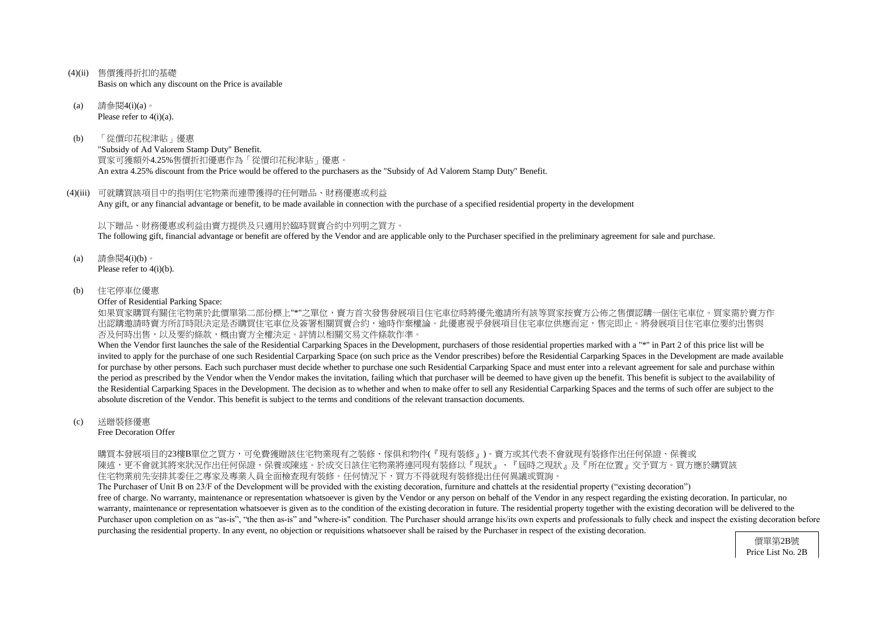(4)(ii) 售價獲得折扣的基礎
Basis on which any discount on the Price is available

(a) 請參閱4(i)(a)。
Please refer to 4(i)(a).

(b) 「從價印花稅津貼」優惠
"Subsidy of Ad Valorem Stamp Duty" Benefit.
買家可獲額外4.25%售價折扣優惠作為「從價印花稅津貼」優惠。
An extra 4.25% discount from the Price would be offered to the purchasers as the "Subsidy of Ad Valorem Stamp Duty" Benefit.

(4)(iii) 可就購買該項目中的指明住宅物業而連帶獲得的任何贈品、財務優惠或利益
Any gift, or any financial advantage or benefit, to be made available in connection with the purchase of a specified residential property in the development

以下贈品、財務優惠或利益由賣方提供及只適用於臨時買賣合約中列明之買方。
The following gift, financial advantage or benefit are offered by the Vendor and are applicable only to the Purchaser specified in the preliminary agreement for sale and purchase.

(a) 請參閱4(i)(b)。
Please refer to 4(i)(b).

(b) 住宅停車位優惠
Offer of Residential Parking Space:
如果買家購買有關住宅物業於此價單第二部份標上"*"之單位，賣方首次發售發展項目住宅車位時將優先邀請所有該等買家按賣方公佈之售價認購一個住宅車位。買家需於賣方作出認購邀請時賣方所訂時限決定是否購買住宅車位及簽署相關買賣合約，逾時作棄權論。此優惠視乎發展項目住宅車位供應而定，售完即止。將發展項目住宅車位要約出售與否及何時出售，以及要約條款，概由賣方全權決定。詳情以相關交易文件條款作準。
When the Vendor first launches the sale of the Residential Carparking Spaces in the Development, purchasers of those residential properties marked with a "*" in Part 2 of this price list will be invited to apply for the purchase of one such Residential Carparking Space (on such price as the Vendor prescribes) before the Residential Carparking Spaces in the Development are made available for purchase by other persons. Each such purchaser must decide whether to purchase one such Residential Carparking Space and must enter into a relevant agreement for sale and purchase within the period as prescribed by the Vendor when the Vendor makes the invitation, failing which that purchaser will be deemed to have given up the benefit. This benefit is subject to the availability of the Residential Carparking Spaces in the Development. The decision as to whether and when to make offer to sell any Residential Carparking Spaces and the terms of such offer are subject to the absolute discretion of the Vendor. This benefit is subject to the terms and conditions of the relevant transaction documents.

(c) 送贈裝修優惠
Free Decoration Offer

購買本發展項目的23樓B單位之買方，可免費獲贈該住宅物業現有之裝修、傢俱和物件(『現有裝修』)。賣方或其代表不會就現有裝修作出任何保證、保養或陳述，更不會就其將來狀況作出任何保證、保養或陳述。於成交日該住宅物業將連同現有裝修以『現狀』、『屆時之現狀』及『所在位置』交予買方。買方應於購買該住宅物業前先安排其委任之專家及專業人員全面檢查現有裝修。任何情況下，買方不得就現有裝修提出任何異議或質詢。
The Purchaser of Unit B on 23/F of the Development will be provided with the existing decoration, furniture and chattels at the residential property ("existing decoration") free of charge. No warranty, maintenance or representation whatsoever is given by the Vendor or any person on behalf of the Vendor in any respect regarding the existing decoration. In particular, no warranty, maintenance or representation whatsoever is given as to the condition of the existing decoration in future. The residential property together with the existing decoration will be delivered to the Purchaser upon completion on as "as-is", "the then as-is" and "where-is" condition. The Purchaser should arrange his/its own experts and professionals to fully check and inspect the existing decoration before purchasing the residential property. In any event, no objection or requisitions whatsoever shall be raised by the Purchaser in respect of the existing decoration.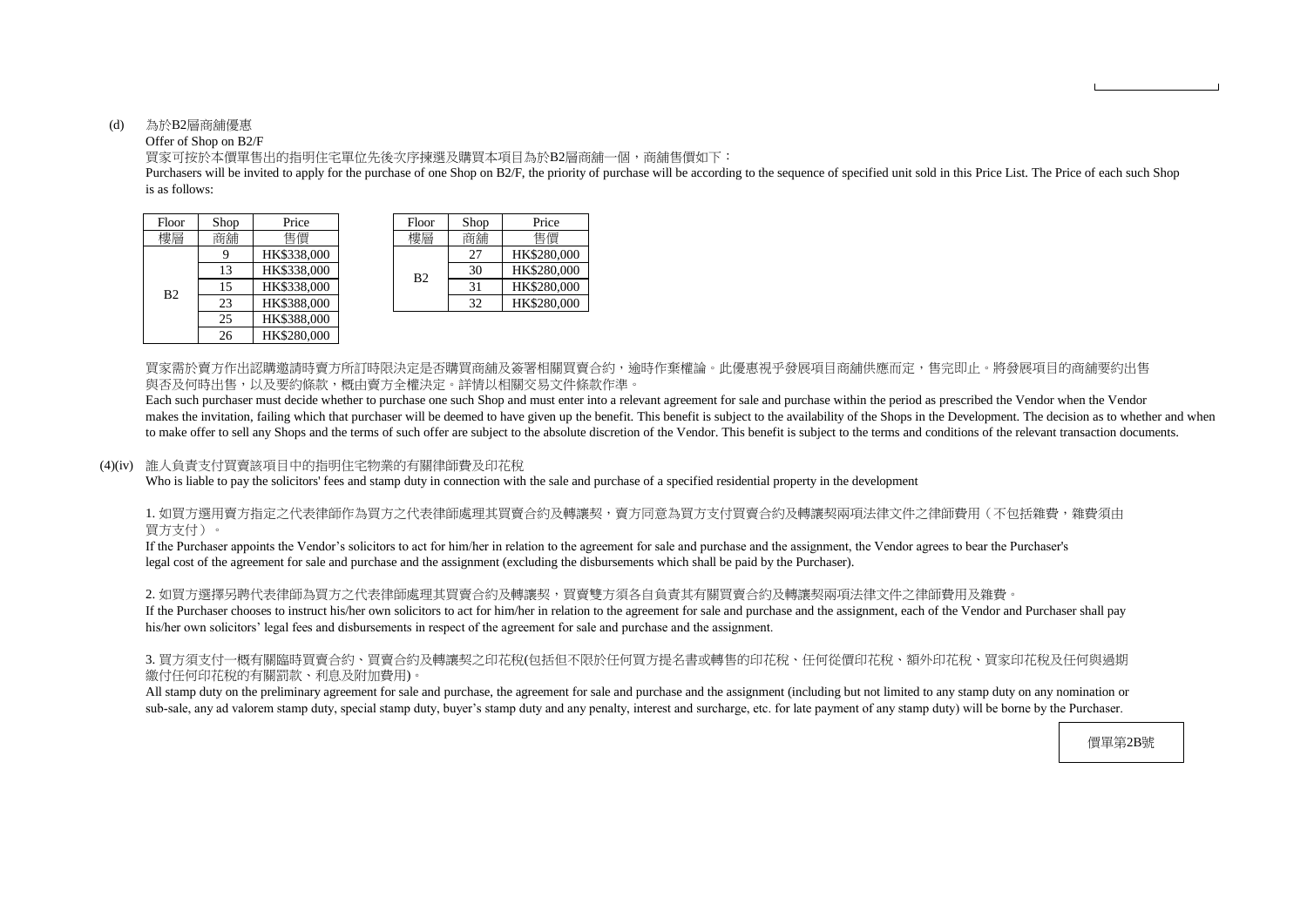(d) 為於B2層商舖優惠

Offer of Shop on B2/F

買家可按於本價單售出的指明住宅單位先後次序揀選及購買本項目為於B2層商舖一個，商舖售價如下：

Purchasers will be invited to apply for the purchase of one Shop on B2/F, the priority of purchase will be according to the sequence of specified unit sold in this Price List. The Price of each such Shop is as follows:

| Floor 樓層 | Shop 商舖 | Price 售價 |
|---|---|---|
| B2 | 9 | HK$338,000 |
| | 13 | HK$338,000 |
| | 15 | HK$338,000 |
| | 23 | HK$388,000 |
| | 25 | HK$388,000 |
| | 26 | HK$280,000 |

| Floor 樓層 | Shop 商舖 | Price 售價 |
|---|---|---|
| B2 | 27 | HK$280,000 |
| | 30 | HK$280,000 |
| | 31 | HK$280,000 |
| | 32 | HK$280,000 |

買家需於賣方作出認購邀請時賣方所訂時限決定是否購買商舖及簽署相關買賣合約，逾時作棄權論。此優惠視乎發展項目商舖供應而定，售完即止。將發展項目的商舖要約出售與否及何時出售，以及要約條款，概由賣方全權決定。詳情以相關交易文件條款作準。

Each such purchaser must decide whether to purchase one such Shop and must enter into a relevant agreement for sale and purchase within the period as prescribed the Vendor when the Vendor makes the invitation, failing which that purchaser will be deemed to have given up the benefit. This benefit is subject to the availability of the Shops in the Development. The decision as to whether and when to make offer to sell any Shops and the terms of such offer are subject to the absolute discretion of the Vendor. This benefit is subject to the terms and conditions of the relevant transaction documents.

(4)(iv) 誰人負責支付買賣該項目中的指明住宅物業的有關律師費及印花稅

Who is liable to pay the solicitors' fees and stamp duty in connection with the sale and purchase of a specified residential property in the development

1. 如買方選用賣方指定之代表律師作為買方之代表律師處理其買賣合約及轉讓契，賣方同意為買方支付買賣合約及轉讓契兩項法律文件之律師費用（不包括雜費，雜費須由買方支付）。

If the Purchaser appoints the Vendor's solicitors to act for him/her in relation to the agreement for sale and purchase and the assignment, the Vendor agrees to bear the Purchaser's legal cost of the agreement for sale and purchase and the assignment (excluding the disbursements which shall be paid by the Purchaser).

2. 如買方選擇另聘代表律師為買方之代表律師處理其買賣合約及轉讓契，買賣雙方須各自負責其有關買賣合約及轉讓契兩項法律文件之律師費用及雜費。

If the Purchaser chooses to instruct his/her own solicitors to act for him/her in relation to the agreement for sale and purchase and the assignment, each of the Vendor and Purchaser shall pay his/her own solicitors' legal fees and disbursements in respect of the agreement for sale and purchase and the assignment.

3. 買方須支付一概有關臨時買賣合約、買賣合約及轉讓契之印花稅(包括但不限於任何買方提名書或轉售的印花稅、任何從價印花稅、額外印花稅、買家印花稅及任何與過期繳付任何印花稅的有關罰款、利息及附加費用)。

All stamp duty on the preliminary agreement for sale and purchase, the agreement for sale and purchase and the assignment (including but not limited to any stamp duty on any nomination or sub-sale, any ad valorem stamp duty, special stamp duty, buyer's stamp duty and any penalty, interest and surcharge, etc. for late payment of any stamp duty) will be borne by the Purchaser.

價單第2B號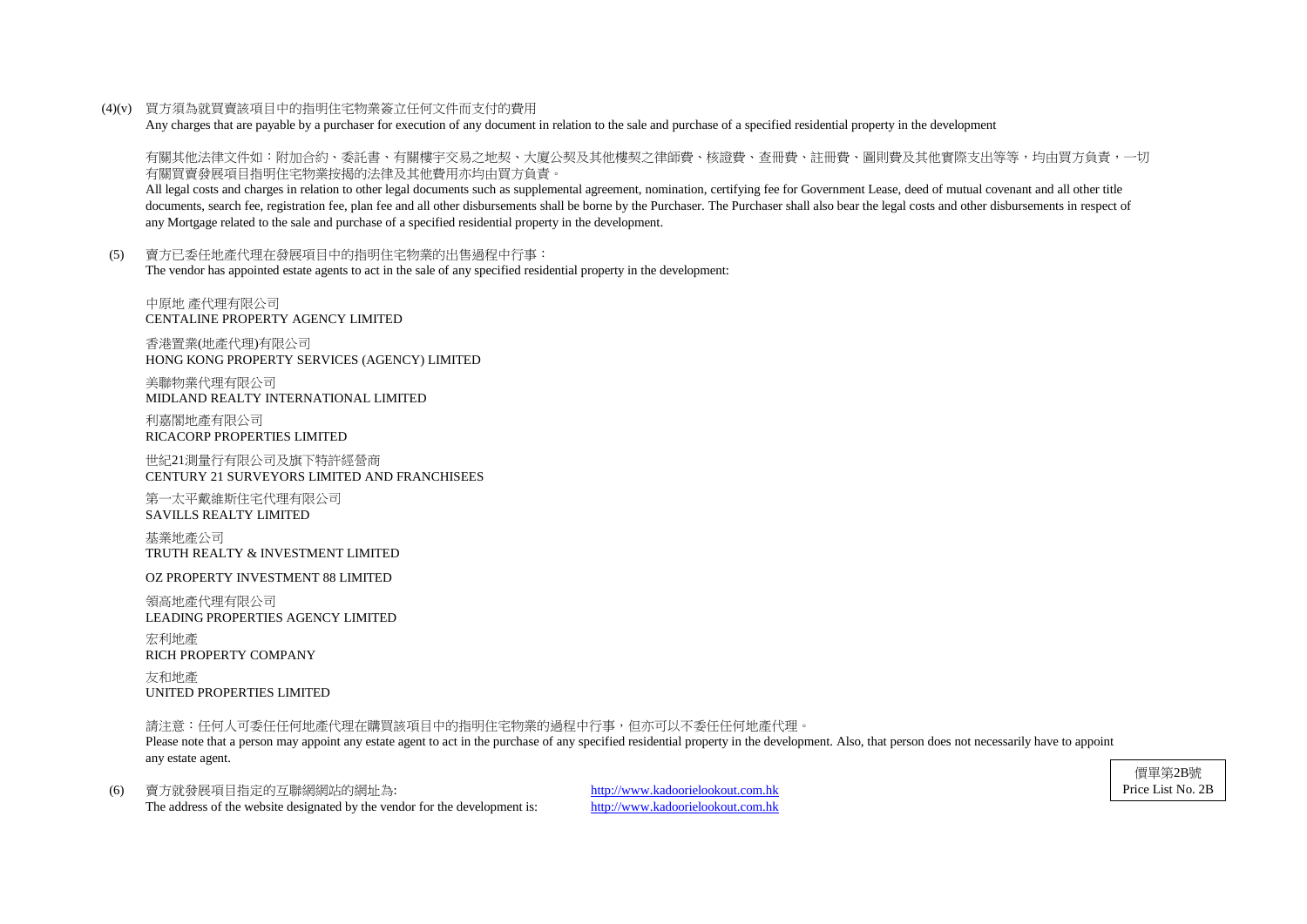(4)(v) 買方須為就買賣該項目中的指明住宅物業簽立任何文件而支付的費用

Any charges that are payable by a purchaser for execution of any document in relation to the sale and purchase of a specified residential property in the development

有關其他法律文件如：附加合約、委託書、有關樓宇交易之地契、大廈公契及其他樓契之律師費、核證費、查冊費、註冊費、圖則費及其他實際支出等等，均由買方負責，一切有關買賣發展項目指明住宅物業按揭的法律及其他費用亦均由買方負責。

All legal costs and charges in relation to other legal documents such as supplemental agreement, nomination, certifying fee for Government Lease, deed of mutual covenant and all other title documents, search fee, registration fee, plan fee and all other disbursements shall be borne by the Purchaser. The Purchaser shall also bear the legal costs and other disbursements in respect of any Mortgage related to the sale and purchase of a specified residential property in the development.

(5) 賣方已委任地產代理在發展項目中的指明住宅物業的出售過程中行事：

The vendor has appointed estate agents to act in the sale of any specified residential property in the development:

中原地 產代理有限公司
CENTALINE PROPERTY AGENCY LIMITED

香港置業(地產代理)有限公司
HONG KONG PROPERTY SERVICES (AGENCY) LIMITED

美聯物業代理有限公司
MIDLAND REALTY INTERNATIONAL LIMITED

利嘉閣地產有限公司
RICACORP PROPERTIES LIMITED

世紀21測量行有限公司及旗下特許經營商
CENTURY 21 SURVEYORS LIMITED AND FRANCHISEES

第一太平戴維斯住宅代理有限公司
SAVILLS REALTY LIMITED

基業地產公司
TRUTH REALTY & INVESTMENT LIMITED

OZ PROPERTY INVESTMENT 88 LIMITED

領高地產代理有限公司
LEADING PROPERTIES AGENCY LIMITED

宏利地產
RICH PROPERTY COMPANY

友和地產
UNITED PROPERTIES LIMITED

請注意：任何人可委任任何地產代理在購買該項目中的指明住宅物業的過程中行事，但亦可以不委任任何地產代理。

Please note that a person may appoint any estate agent to act in the purchase of any specified residential property in the development. Also, that person does not necessarily have to appoint any estate agent.

(6) 賣方就發展項目指定的互聯網網站的網址為: http://www.kadoorielookout.com.hk

The address of the website designated by the vendor for the development is: http://www.kadoorielookout.com.hk

價單第2B號
Price List No. 2B